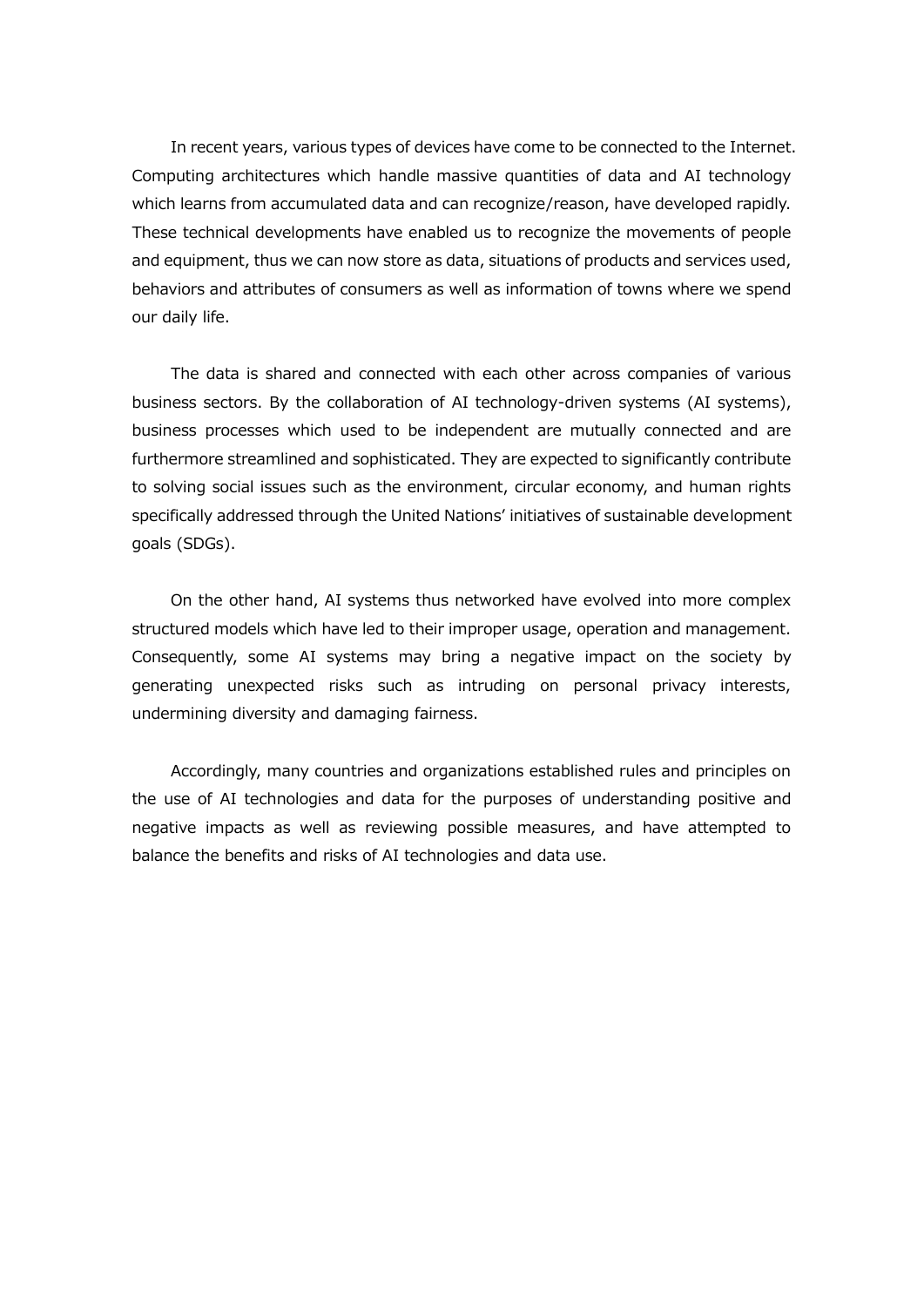In recent years, various types of devices have come to be connected to the Internet. Computing architectures which handle massive quantities of data and AI technology which learns from accumulated data and can recognize/reason, have developed rapidly. These technical developments have enabled us to recognize the movements of people and equipment, thus we can now store as data, situations of products and services used, behaviors and attributes of consumers as well as information of towns where we spend our daily life.

The data is shared and connected with each other across companies of various business sectors. By the collaboration of AI technology-driven systems (AI systems), business processes which used to be independent are mutually connected and are furthermore streamlined and sophisticated. They are expected to significantly contribute to solving social issues such as the environment, circular economy, and human rights specifically addressed through the United Nations' initiatives of sustainable development goals (SDGs).

On the other hand, AI systems thus networked have evolved into more complex structured models which have led to their improper usage, operation and management. Consequently, some AI systems may bring a negative impact on the society by generating unexpected risks such as intruding on personal privacy interests, undermining diversity and damaging fairness.

Accordingly, many countries and organizations established rules and principles on the use of AI technologies and data for the purposes of understanding positive and negative impacts as well as reviewing possible measures, and have attempted to balance the benefits and risks of AI technologies and data use.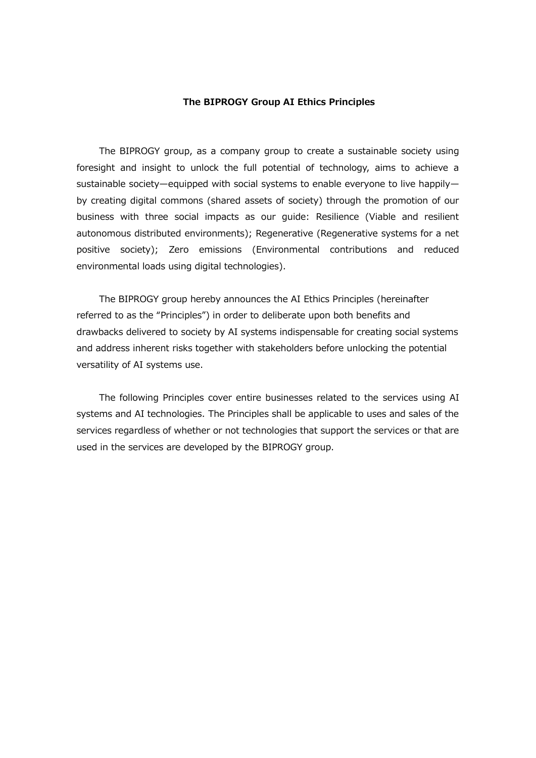# The BIPROGY Group AI Ethics Principles

The BIPROGY group, as a company group to create a sustainable society using foresight and insight to unlock the full potential of technology, aims to achieve a sustainable society—equipped with social systems to enable everyone to live happily—by creating digital commons (shared assets of society) through the promotion of our business with three social impacts as our guide: Resilience (Viable and resilient autonomous distributed environments); Regenerative (Regenerative systems for a net positive society); Zero emissions (Environmental contributions and reduced environmental loads using digital technologies).

The BIPROGY group hereby announces the AI Ethics Principles (hereinafter referred to as the “Principles”) in order to deliberate upon both benefits and drawbacks delivered to society by AI systems indispensable for creating social systems and address inherent risks together with stakeholders before unlocking the potential versatility of AI systems use.

The following Principles cover entire businesses related to the services using AI systems and AI technologies. The Principles shall be applicable to uses and sales of the services regardless of whether or not technologies that support the services or that are used in the services are developed by the BIPROGY group.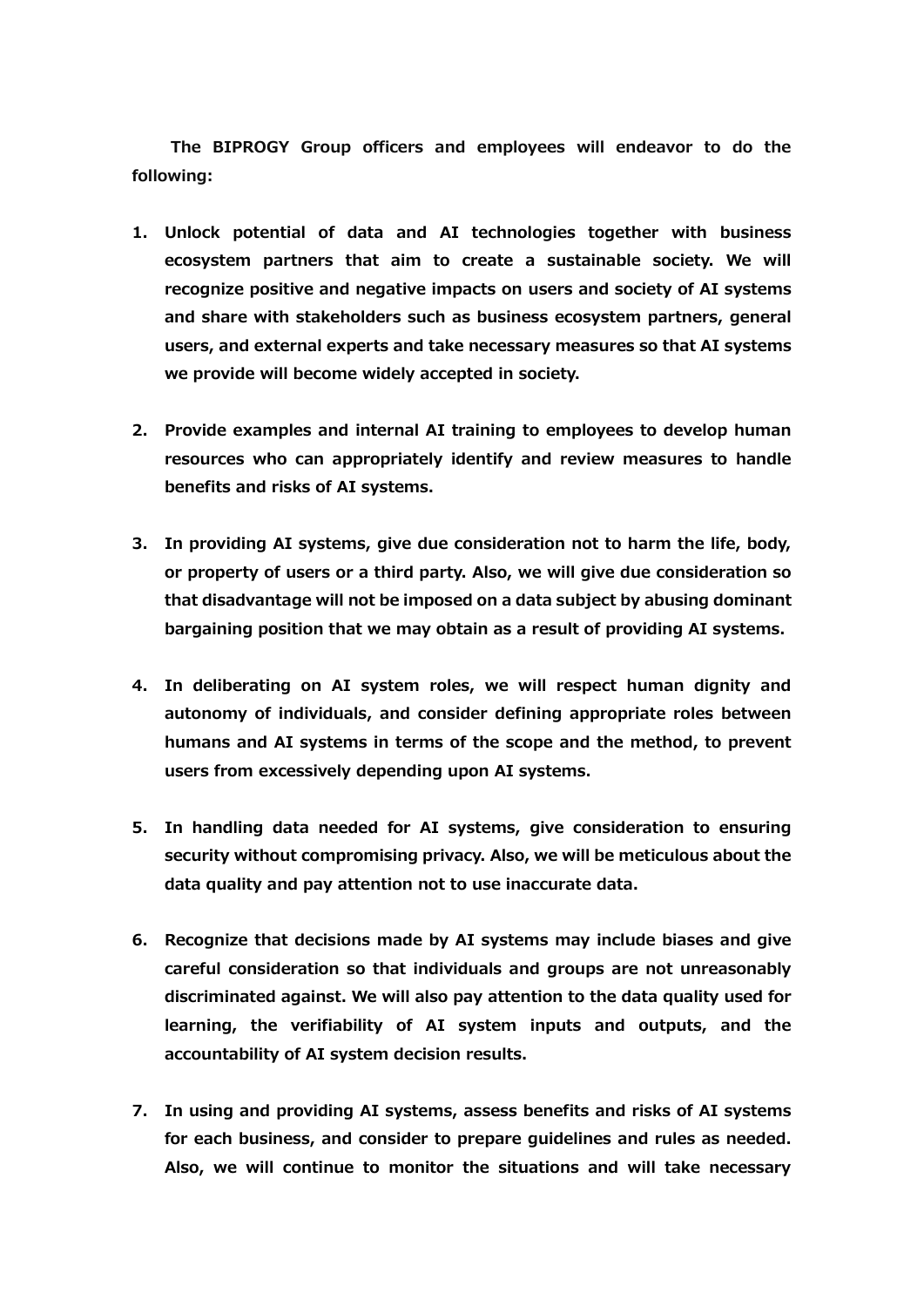**The BIPROGY Group officers and employees will endeavor to do the following:**

1. **Unlock potential of data and AI technologies together with business ecosystem partners that aim to create a sustainable society. We will recognize positive and negative impacts on users and society of AI systems and share with stakeholders such as business ecosystem partners, general users, and external experts and take necessary measures so that AI systems we provide will become widely accepted in society.**

2. **Provide examples and internal AI training to employees to develop human resources who can appropriately identify and review measures to handle benefits and risks of AI systems.**

3. **In providing AI systems, give due consideration not to harm the life, body, or property of users or a third party. Also, we will give due consideration so that disadvantage will not be imposed on a data subject by abusing dominant bargaining position that we may obtain as a result of providing AI systems.**

4. **In deliberating on AI system roles, we will respect human dignity and autonomy of individuals, and consider defining appropriate roles between humans and AI systems in terms of the scope and the method, to prevent users from excessively depending upon AI systems.**

5. **In handling data needed for AI systems, give consideration to ensuring security without compromising privacy. Also, we will be meticulous about the data quality and pay attention not to use inaccurate data.**

6. **Recognize that decisions made by AI systems may include biases and give careful consideration so that individuals and groups are not unreasonably discriminated against. We will also pay attention to the data quality used for learning, the verifiability of AI system inputs and outputs, and the accountability of AI system decision results.**

7. **In using and providing AI systems, assess benefits and risks of AI systems for each business, and consider to prepare guidelines and rules as needed. Also, we will continue to monitor the situations and will take necessary**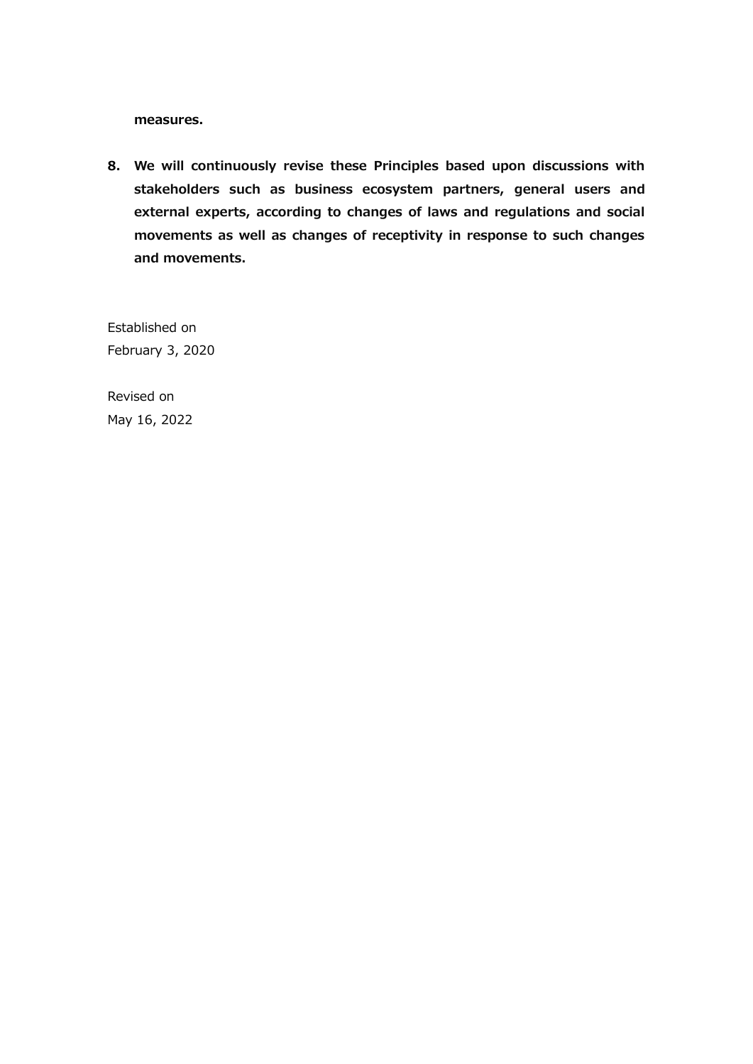**measures.**

8. **We will continuously revise these Principles based upon discussions with stakeholders such as business ecosystem partners, general users and external experts, according to changes of laws and regulations and social movements as well as changes of receptivity in response to such changes and movements.**

Established on
February 3, 2020

Revised on
May 16, 2022